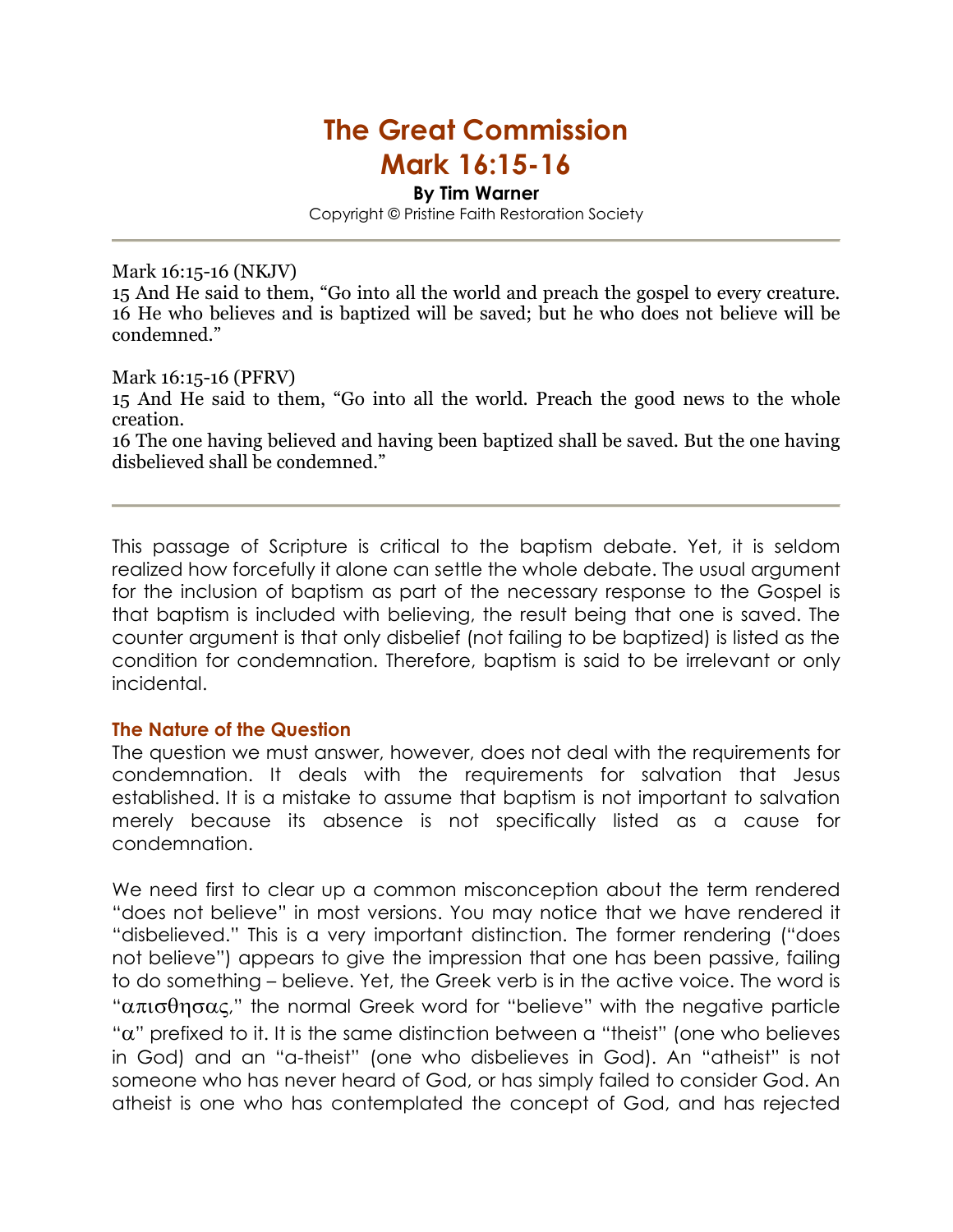# The Great Commission
# Mark 16:15-16

**By Tim Warner**

Copyright © Pristine Faith Restoration Society

---

Mark 16:15-16 (NKJV)
15 And He said to them, "Go into all the world and preach the gospel to every creature.
16 He who believes and is baptized will be saved; but he who does not believe will be condemned."

Mark 16:15-16 (PFRV)
15 And He said to them, "Go into all the world. Preach the good news to the whole creation.
16 The one having believed and having been baptized shall be saved. But the one having disbelieved shall be condemned."

---

This passage of Scripture is critical to the baptism debate. Yet, it is seldom realized how forcefully it alone can settle the whole debate. The usual argument for the inclusion of baptism as part of the necessary response to the Gospel is that baptism is included with believing, the result being that one is saved. The counter argument is that only disbelief (not failing to be baptized) is listed as the condition for condemnation. Therefore, baptism is said to be irrelevant or only incidental.

### The Nature of the Question

The question we must answer, however, does not deal with the requirements for condemnation. It deals with the requirements for salvation that Jesus established. It is a mistake to assume that baptism is not important to salvation merely because its absence is not specifically listed as a cause for condemnation.

We need first to clear up a common misconception about the term rendered "does not believe" in most versions. You may notice that we have rendered it "disbelieved." This is a very important distinction. The former rendering ("does not believe") appears to give the impression that one has been passive, failing to do something – believe. Yet, the Greek verb is in the active voice. The word is "απισθησας," the normal Greek word for "believe" with the negative particle "α" prefixed to it. It is the same distinction between a "theist" (one who believes in God) and an "a-theist" (one who disbelieves in God). An "atheist" is not someone who has never heard of God, or has simply failed to consider God. An atheist is one who has contemplated the concept of God, and has rejected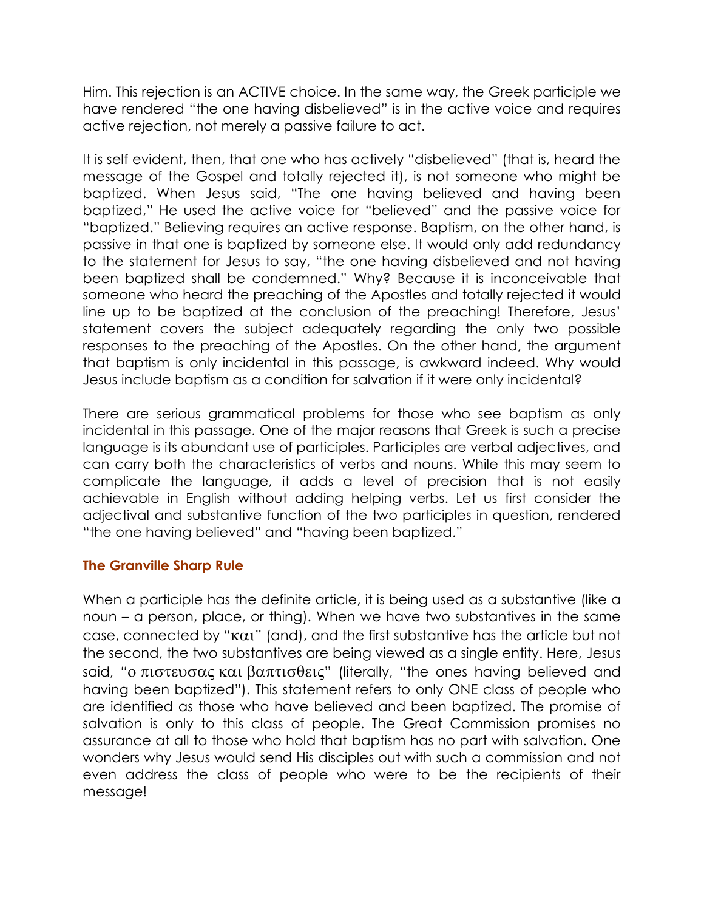Him. This rejection is an ACTIVE choice. In the same way, the Greek participle we have rendered "the one having disbelieved" is in the active voice and requires active rejection, not merely a passive failure to act.

It is self evident, then, that one who has actively "disbelieved" (that is, heard the message of the Gospel and totally rejected it), is not someone who might be baptized. When Jesus said, "The one having believed and having been baptized," He used the active voice for "believed" and the passive voice for "baptized." Believing requires an active response. Baptism, on the other hand, is passive in that one is baptized by someone else. It would only add redundancy to the statement for Jesus to say, "the one having disbelieved and not having been baptized shall be condemned." Why? Because it is inconceivable that someone who heard the preaching of the Apostles and totally rejected it would line up to be baptized at the conclusion of the preaching! Therefore, Jesus' statement covers the subject adequately regarding the only two possible responses to the preaching of the Apostles. On the other hand, the argument that baptism is only incidental in this passage, is awkward indeed. Why would Jesus include baptism as a condition for salvation if it were only incidental?

There are serious grammatical problems for those who see baptism as only incidental in this passage. One of the major reasons that Greek is such a precise language is its abundant use of participles. Participles are verbal adjectives, and can carry both the characteristics of verbs and nouns. While this may seem to complicate the language, it adds a level of precision that is not easily achievable in English without adding helping verbs. Let us first consider the adjectival and substantive function of the two participles in question, rendered "the one having believed" and "having been baptized."

### The Granville Sharp Rule

When a participle has the definite article, it is being used as a substantive (like a noun – a person, place, or thing). When we have two substantives in the same case, connected by "και" (and), and the first substantive has the article but not the second, the two substantives are being viewed as a single entity. Here, Jesus said, "ο πιστευσας και βαπτισθεις" (literally, "the ones having believed and having been baptized"). This statement refers to only ONE class of people who are identified as those who have believed and been baptized. The promise of salvation is only to this class of people. The Great Commission promises no assurance at all to those who hold that baptism has no part with salvation. One wonders why Jesus would send His disciples out with such a commission and not even address the class of people who were to be the recipients of their message!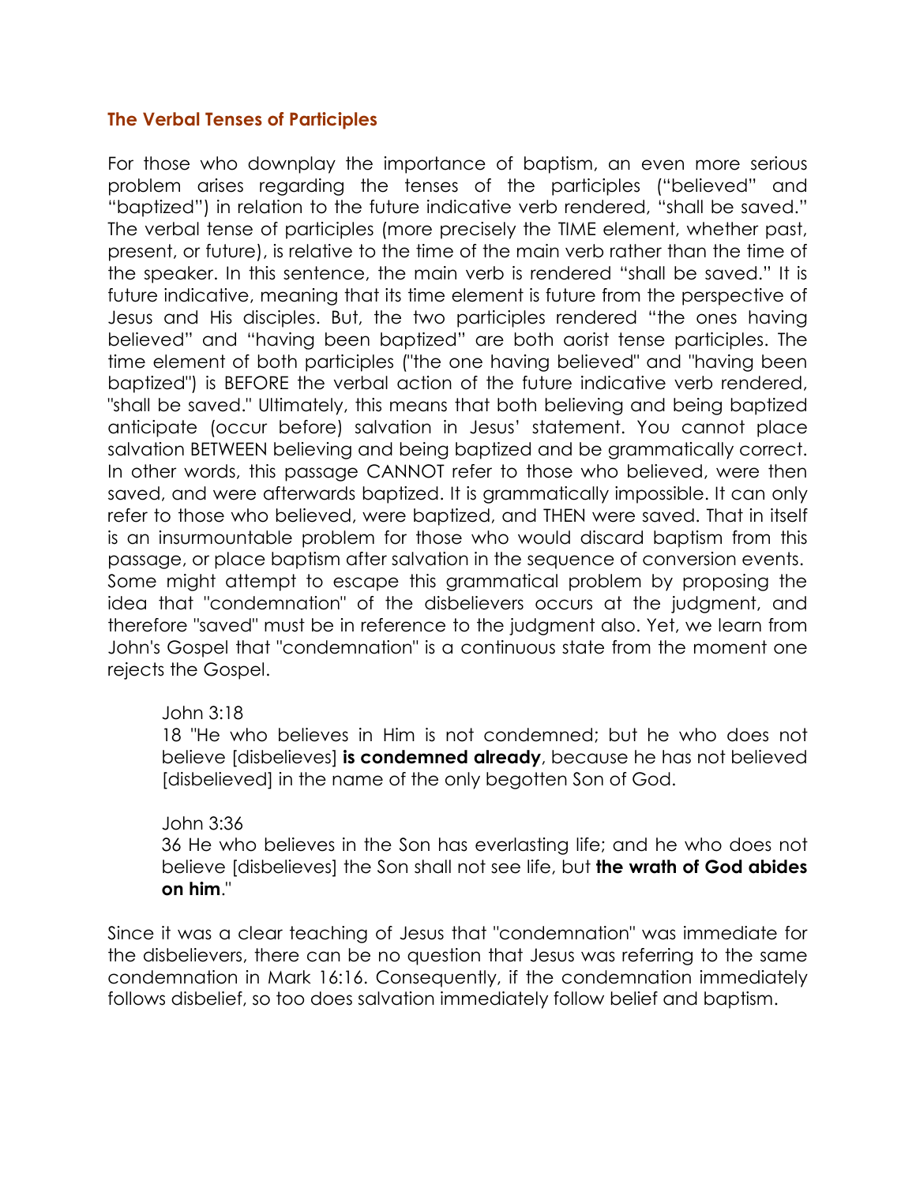### The Verbal Tenses of Participles

For those who downplay the importance of baptism, an even more serious problem arises regarding the tenses of the participles ("believed" and "baptized") in relation to the future indicative verb rendered, "shall be saved." The verbal tense of participles (more precisely the TIME element, whether past, present, or future), is relative to the time of the main verb rather than the time of the speaker. In this sentence, the main verb is rendered "shall be saved." It is future indicative, meaning that its time element is future from the perspective of Jesus and His disciples. But, the two participles rendered "the ones having believed" and "having been baptized" are both aorist tense participles. The time element of both participles ("the one having believed" and "having been baptized") is BEFORE the verbal action of the future indicative verb rendered, "shall be saved." Ultimately, this means that both believing and being baptized anticipate (occur before) salvation in Jesus' statement. You cannot place salvation BETWEEN believing and being baptized and be grammatically correct. In other words, this passage CANNOT refer to those who believed, were then saved, and were afterwards baptized. It is grammatically impossible. It can only refer to those who believed, were baptized, and THEN were saved. That in itself is an insurmountable problem for those who would discard baptism from this passage, or place baptism after salvation in the sequence of conversion events. Some might attempt to escape this grammatical problem by proposing the idea that "condemnation" of the disbelievers occurs at the judgment, and therefore "saved" must be in reference to the judgment also. Yet, we learn from John's Gospel that "condemnation" is a continuous state from the moment one rejects the Gospel.

> John 3:18
> 18 "He who believes in Him is not condemned; but he who does not believe [disbelieves] **is condemned already**, because he has not believed [disbelieved] in the name of the only begotten Son of God.
>
> John 3:36
> 36 He who believes in the Son has everlasting life; and he who does not believe [disbelieves] the Son shall not see life, but **the wrath of God abides on him**."

Since it was a clear teaching of Jesus that "condemnation" was immediate for the disbelievers, there can be no question that Jesus was referring to the same condemnation in Mark 16:16. Consequently, if the condemnation immediately follows disbelief, so too does salvation immediately follow belief and baptism.